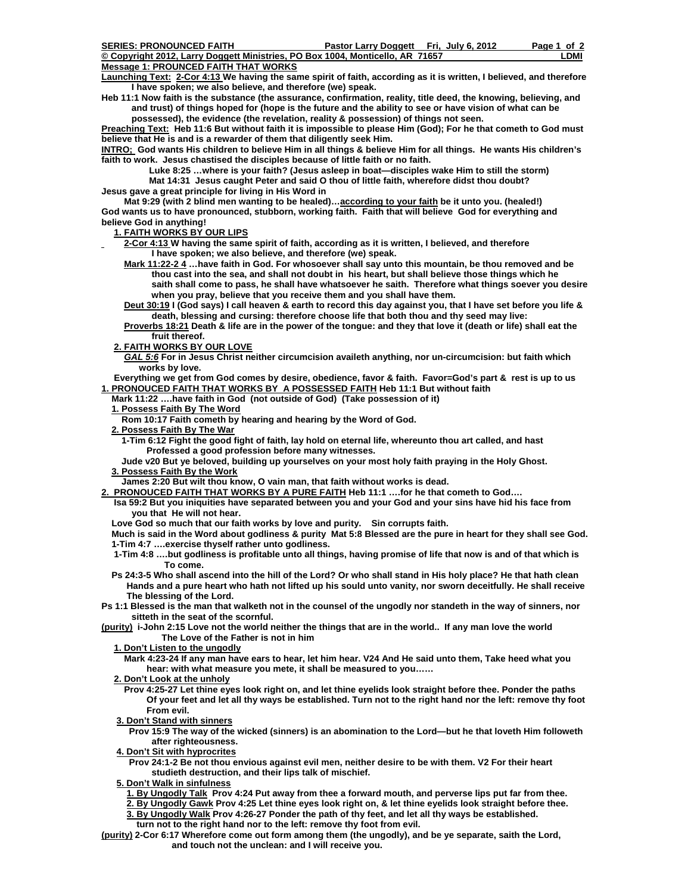**SERIES: PRONOUNCED FAITH** **Pastor Larry Doggett Fri, July 6, 2012**

**© Copyright 2012, Larry Doggett Ministries, PO Box 1004, Monticello, AR 71657 LDMI**

**Message 1: PROUNCED FAITH THAT WORKS**

**Launching Text: 2-Cor 4:13 We having the same spirit of faith, according as it is written, I believed, and therefore I have spoken; we also believe, and therefore (we) speak.**

**Heb 11:1 Now faith is the substance (the assurance, confirmation, reality, title deed, the knowing, believing, and and trust) of things hoped for (hope is the future and the ability to see or have vision of what can be possessed), the evidence (the revelation, reality & possession) of things not seen.**

**Preaching Text: Heb 11:6 But without faith it is impossible to please Him (God); For he that cometh to God must believe that He is and is a rewarder of them that diligently seek Him.**

**INTRO; God wants His children to believe Him in all things & believe Him for all things. He wants His children's faith to work. Jesus chastised the disciples because of little faith or no faith.**

**Luke 8:25 …where is your faith? (Jesus asleep in boat—disciples wake Him to still the storm)**

**Mat 14:31 Jesus caught Peter and said O thou of little faith, wherefore didst thou doubt?**

**Jesus gave a great principle for living in His Word in**

**Mat 9:29 (with 2 blind men wanting to be healed)…according to your faith be it unto you. (healed!)**

**God wants us to have pronounced, stubborn, working faith. Faith that will believe God for everything and believe God in anything!**

**1. FAITH WORKS BY OUR LIPS**

**2-Cor 4:13 W having the same spirit of faith, according as it is written, I believed, and therefore I have spoken; we also believe, and therefore (we) speak.**

**Mark 11:22-2 4 …have faith in God. For whosoever shall say unto this mountain, be thou removed and be thou cast into the sea, and shall not doubt in his heart, but shall believe those things which he saith shall come to pass, he shall have whatsoever he saith. Therefore what things soever you desire when you pray, believe that you receive them and you shall have them.**

**Deut 30:19 I (God says) I call heaven & earth to record this day against you, that I have set before you life & death, blessing and cursing: therefore choose life that both thou and thy seed may live:**

**Proverbs 18:21 Death & life are in the power of the tongue: and they that love it (death or life) shall eat the fruit thereof.**

**2. FAITH WORKS BY OUR LOVE**

***GAL 5:6* For in Jesus Christ neither circumcision availeth anything, nor un-circumcision: but faith which works by love.**

**Everything we get from God comes by desire, obedience, favor & faith. Favor=God's part & rest is up to us**

**1. PRONOUCED FAITH THAT WORKS BY A POSSESSED FAITH Heb 11:1 But without faith**

**Mark 11:22 ….have faith in God (not outside of God) (Take possession of it)**

**1. Possess Faith By The Word**

**Rom 10:17 Faith cometh by hearing and hearing by the Word of God.**

**2. Possess Faith By The War**

**1-Tim 6:12 Fight the good fight of faith, lay hold on eternal life, whereunto thou art called, and hast Professed a good profession before many witnesses.**

**Jude v20 But ye beloved, building up yourselves on your most holy faith praying in the Holy Ghost.**

**3. Possess Faith By the Work**

**James 2:20 But wilt thou know, O vain man, that faith without works is dead.**

**2. PRONOUCED FAITH THAT WORKS BY A PURE FAITH Heb 11:1 ….for he that cometh to God….**

**Isa 59:2 But you iniquities have separated between you and your God and your sins have hid his face from you that He will not hear.**

**Love God so much that our faith works by love and purity. Sin corrupts faith.**

**Much is said in the Word about godliness & purity Mat 5:8 Blessed are the pure in heart for they shall see God.**

**1-Tim 4:7 ….exercise thyself rather unto godliness.**

**1-Tim 4:8 ….but godliness is profitable unto all things, having promise of life that now is and of that which is To come.**

**Ps 24:3-5 Who shall ascend into the hill of the Lord? Or who shall stand in His holy place? He that hath clean Hands and a pure heart who hath not lifted up his sould unto vanity, nor sworn deceitfully. He shall receive The blessing of the Lord.**

**Ps 1:1 Blessed is the man that walketh not in the counsel of the ungodly nor standeth in the way of sinners, nor sitteth in the seat of the scornful.**

**(purity) i-John 2:15 Love not the world neither the things that are in the world.. If any man love the world The Love of the Father is not in him**

**1. Don't Listen to the ungodly**

**Mark 4:23-24 If any man have ears to hear, let him hear. V24 And He said unto them, Take heed what you hear: with what measure you mete, it shall be measured to you……**

**2. Don't Look at the unholy**

**Prov 4:25-27 Let thine eyes look right on, and let thine eyelids look straight before thee. Ponder the paths Of your feet and let all thy ways be established. Turn not to the right hand nor the left: remove thy foot From evil.**

**3. Don't Stand with sinners**

**Prov 15:9 The way of the wicked (sinners) is an abomination to the Lord—but he that loveth Him followeth after righteousness.**

**4. Don't Sit with hyprocrites**

**Prov 24:1-2 Be not thou envious against evil men, neither desire to be with them. V2 For their heart studieth destruction, and their lips talk of mischief.**

**5. Don't Walk in sinfulness**

**1. By Ungodly Talk Prov 4:24 Put away from thee a forward mouth, and perverse lips put far from thee.**

**2. By Ungodly Gawk Prov 4:25 Let thine eyes look right on, & let thine eyelids look straight before thee.**

**3. By Ungodly Walk Prov 4:26-27 Ponder the path of thy feet, and let all thy ways be established. turn not to the right hand nor to the left: remove thy foot from evil.**

**(purity) 2-Cor 6:17 Wherefore come out form among them (the ungodly), and be ye separate, saith the Lord, and touch not the unclean: and I will receive you.**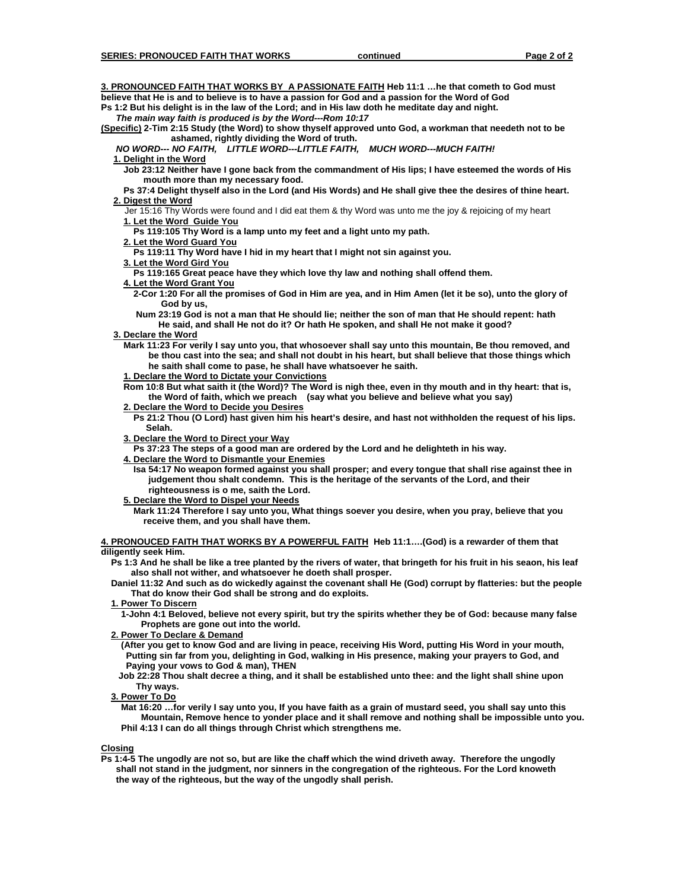**3. PRONOUNCED FAITH THAT WORKS BY A PASSIONATE FAITH** Heb 11:1 …he that cometh to God must believe that He is and to believe is to have a passion for God and a passion for the Word of God

**Ps 1:2 But his delight is in the law of the Lord; and in His law doth he meditate day and night.**

***The main way faith is produced is by the Word---Rom 10:17***

**(Specific) 2-Tim 2:15 Study (the Word) to show thyself approved unto God, a workman that needeth not to be ashamed, rightly dividing the Word of truth.**

***NO WORD--- NO FAITH, LITTLE WORD---LITTLE FAITH, MUCH WORD---MUCH FAITH!***

**1. Delight in the Word**

**Job 23:12 Neither have I gone back from the commandment of His lips; I have esteemed the words of His mouth more than my necessary food.**

**Ps 37:4 Delight thyself also in the Lord (and His Words) and He shall give thee the desires of thine heart.**

**2. Digest the Word**

Jer 15:16 Thy Words were found and I did eat them & thy Word was unto me the joy & rejoicing of my heart

**1. Let the Word Guide You**

**Ps 119:105 Thy Word is a lamp unto my feet and a light unto my path.**

**2. Let the Word Guard You**

**Ps 119:11 Thy Word have I hid in my heart that I might not sin against you.**

**3. Let the Word Gird You**

**Ps 119:165 Great peace have they which love thy law and nothing shall offend them.**

**4. Let the Word Grant You**

**2-Cor 1:20 For all the promises of God in Him are yea, and in Him Amen (let it be so), unto the glory of God by us,**

**Num 23:19 God is not a man that He should lie; neither the son of man that He should repent: hath He said, and shall He not do it? Or hath He spoken, and shall He not make it good?**

**3. Declare the Word**

**Mark 11:23 For verily I say unto you, that whosoever shall say unto this mountain, Be thou removed, and be thou cast into the sea; and shall not doubt in his heart, but shall believe that those things which he saith shall come to pase, he shall have whatsoever he saith.**

**1. Declare the Word to Dictate your Convictions**

**Rom 10:8 But what saith it (the Word)? The Word is nigh thee, even in thy mouth and in thy heart: that is, the Word of faith, which we preach (say what you believe and believe what you say)**

**2. Declare the Word to Decide you Desires**

**Ps 21:2 Thou (O Lord) hast given him his heart's desire, and hast not withholden the request of his lips. Selah.**

**3. Declare the Word to Direct your Way**

**Ps 37:23 The steps of a good man are ordered by the Lord and he delighteth in his way.**

**4. Declare the Word to Dismantle your Enemies**

**Isa 54:17 No weapon formed against you shall prosper; and every tongue that shall rise against thee in judgement thou shalt condemn. This is the heritage of the servants of the Lord, and their righteousness is o me, saith the Lord.**

**5. Declare the Word to Dispel your Needs**

**Mark 11:24 Therefore I say unto you, What things soever you desire, when you pray, believe that you receive them, and you shall have them.**

**4. PRONOUCED FAITH THAT WORKS BY A POWERFUL FAITH** Heb 11:1….(God) is a rewarder of them that diligently seek Him.

**Ps 1:3 And he shall be like a tree planted by the rivers of water, that bringeth for his fruit in his seaon, his leaf also shall not wither, and whatsoever he doeth shall prosper.**

**Daniel 11:32 And such as do wickedly against the covenant shall He (God) corrupt by flatteries: but the people That do know their God shall be strong and do exploits.**

**1. Power To Discern**

**1-John 4:1 Beloved, believe not every spirit, but try the spirits whether they be of God: because many false Prophets are gone out into the world.**

**2. Power To Declare & Demand**

**(After you get to know God and are living in peace, receiving His Word, putting His Word in your mouth, Putting sin far from you, delighting in God, walking in His presence, making your prayers to God, and Paying your vows to God & man), THEN**

**Job 22:28 Thou shalt decree a thing, and it shall be established unto thee: and the light shall shine upon Thy ways.**

**3. Power To Do**

**Mat 16:20 …for verily I say unto you, If you have faith as a grain of mustard seed, you shall say unto this Mountain, Remove hence to yonder place and it shall remove and nothing shall be impossible unto you.**

**Phil 4:13 I can do all things through Christ which strengthens me.**

**Closing**

**Ps 1:4-5 The ungodly are not so, but are like the chaff which the wind driveth away. Therefore the ungodly shall not stand in the judgment, nor sinners in the congregation of the righteous. For the Lord knoweth the way of the righteous, but the way of the ungodly shall perish.**